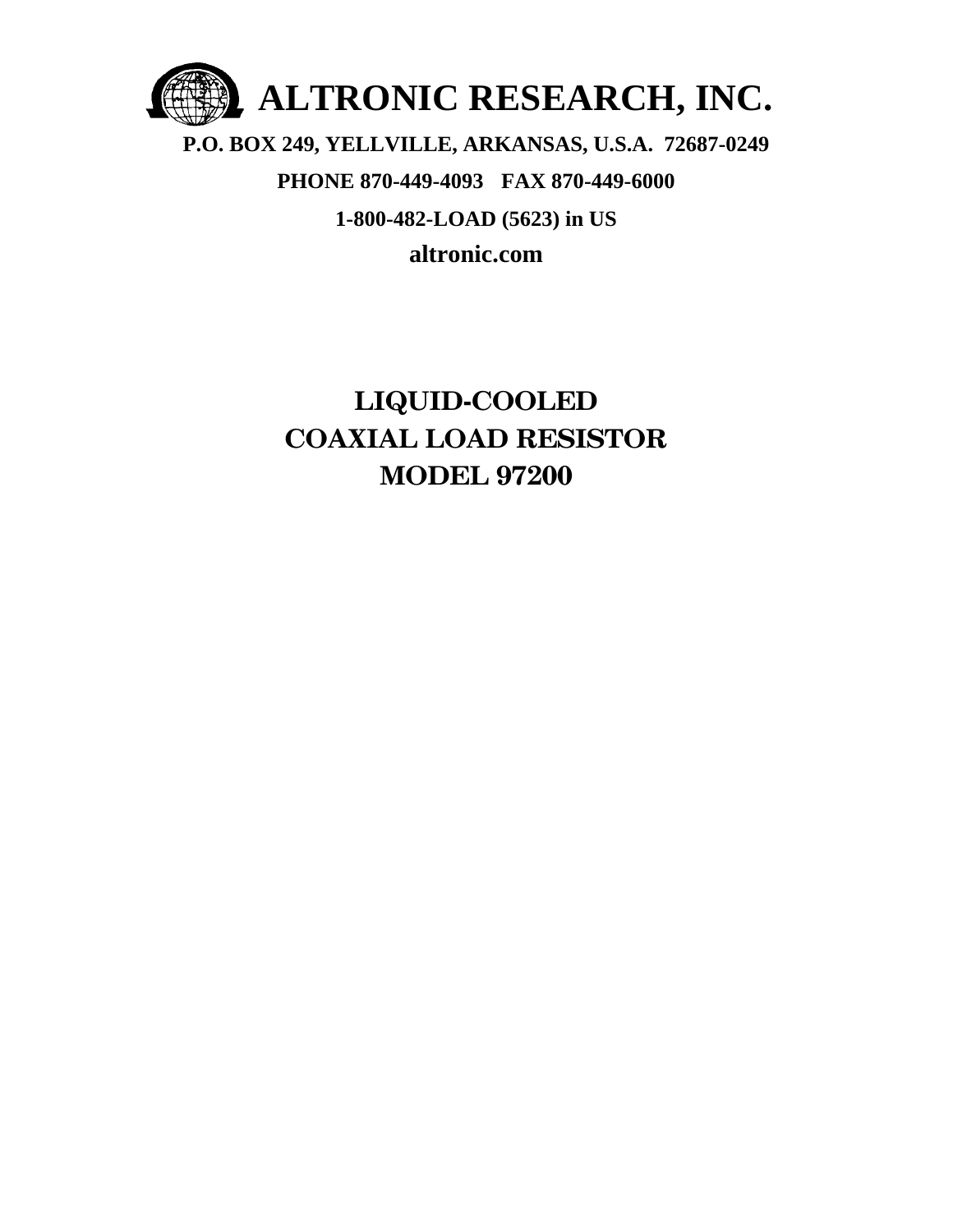# ALTRONIC RESEARCH, INC.

**P.O. BOX 249, YELLVILLE, ARKANSAS, U.S.A. 72687-0249**

**PHONE 870-449-4093 FAX 870-449-6000**

**1-800-482-LOAD (5623) in US**

**altronic.com**

# LIQUID-COOLED
# COAXIAL LOAD RESISTOR
# MODEL 97200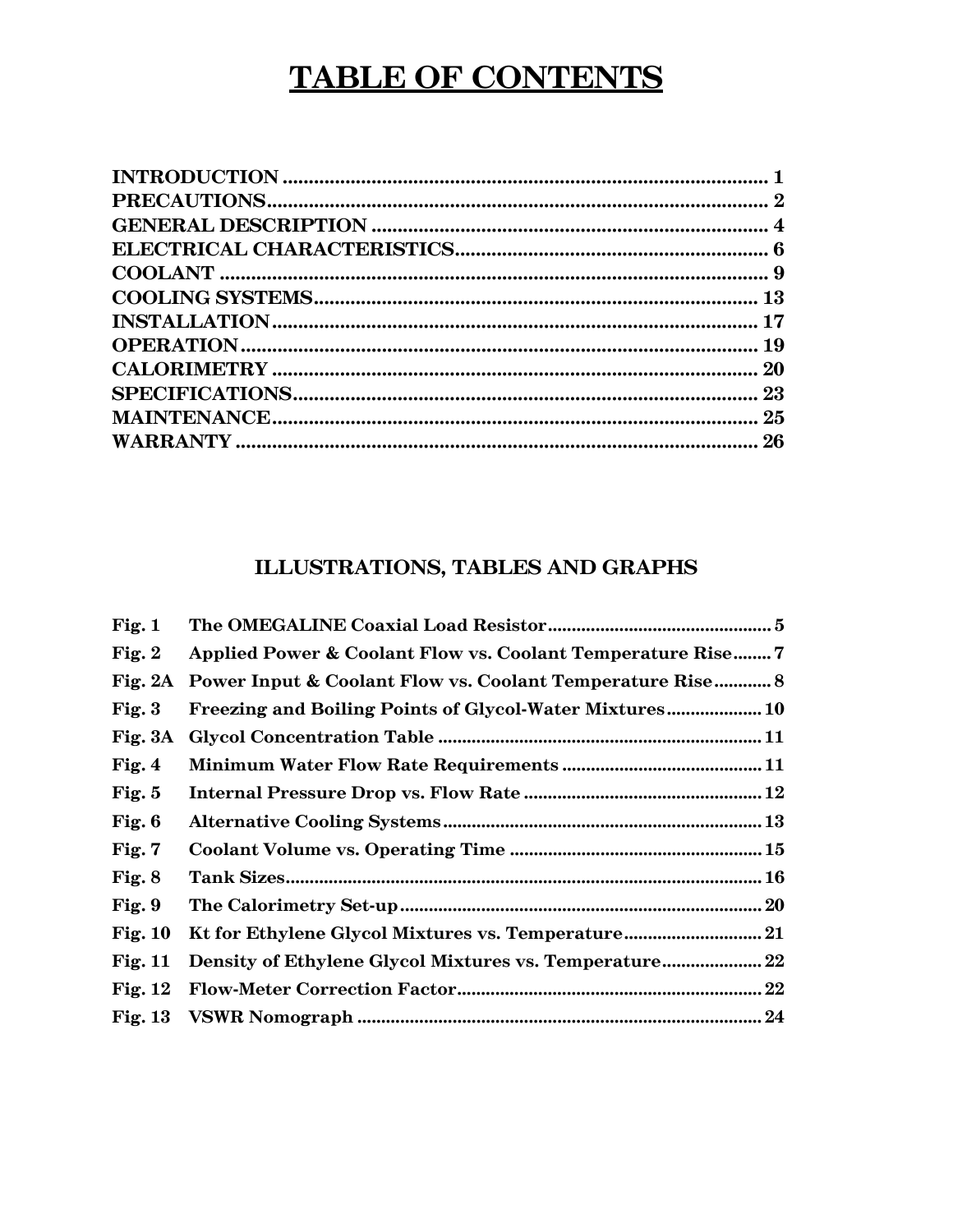# TABLE OF CONTENTS

| | |
|---|---|
| **INTRODUCTION** | **1** |
| **PRECAUTIONS** | **2** |
| **GENERAL DESCRIPTION** | **4** |
| **ELECTRICAL CHARACTERISTICS** | **6** |
| **COOLANT** | **9** |
| **COOLING SYSTEMS** | **13** |
| **INSTALLATION** | **17** |
| **OPERATION** | **19** |
| **CALORIMETRY** | **20** |
| **SPECIFICATIONS** | **23** |
| **MAINTENANCE** | **25** |
| **WARRANTY** | **26** |

## ILLUSTRATIONS, TABLES AND GRAPHS

| | | |
|---|---|---|
| **Fig. 1** | **The OMEGALINE Coaxial Load Resistor** | **5** |
| **Fig. 2** | **Applied Power & Coolant Flow vs. Coolant Temperature Rise** | **7** |
| **Fig. 2A** | **Power Input & Coolant Flow vs. Coolant Temperature Rise** | **8** |
| **Fig. 3** | **Freezing and Boiling Points of Glycol-Water Mixtures** | **10** |
| **Fig. 3A** | **Glycol Concentration Table** | **11** |
| **Fig. 4** | **Minimum Water Flow Rate Requirements** | **11** |
| **Fig. 5** | **Internal Pressure Drop vs. Flow Rate** | **12** |
| **Fig. 6** | **Alternative Cooling Systems** | **13** |
| **Fig. 7** | **Coolant Volume vs. Operating Time** | **15** |
| **Fig. 8** | **Tank Sizes** | **16** |
| **Fig. 9** | **The Calorimetry Set-up** | **20** |
| **Fig. 10** | **Kt for Ethylene Glycol Mixtures vs. Temperature** | **21** |
| **Fig. 11** | **Density of Ethylene Glycol Mixtures vs. Temperature** | **22** |
| **Fig. 12** | **Flow-Meter Correction Factor** | **22** |
| **Fig. 13** | **VSWR Nomograph** | **24** |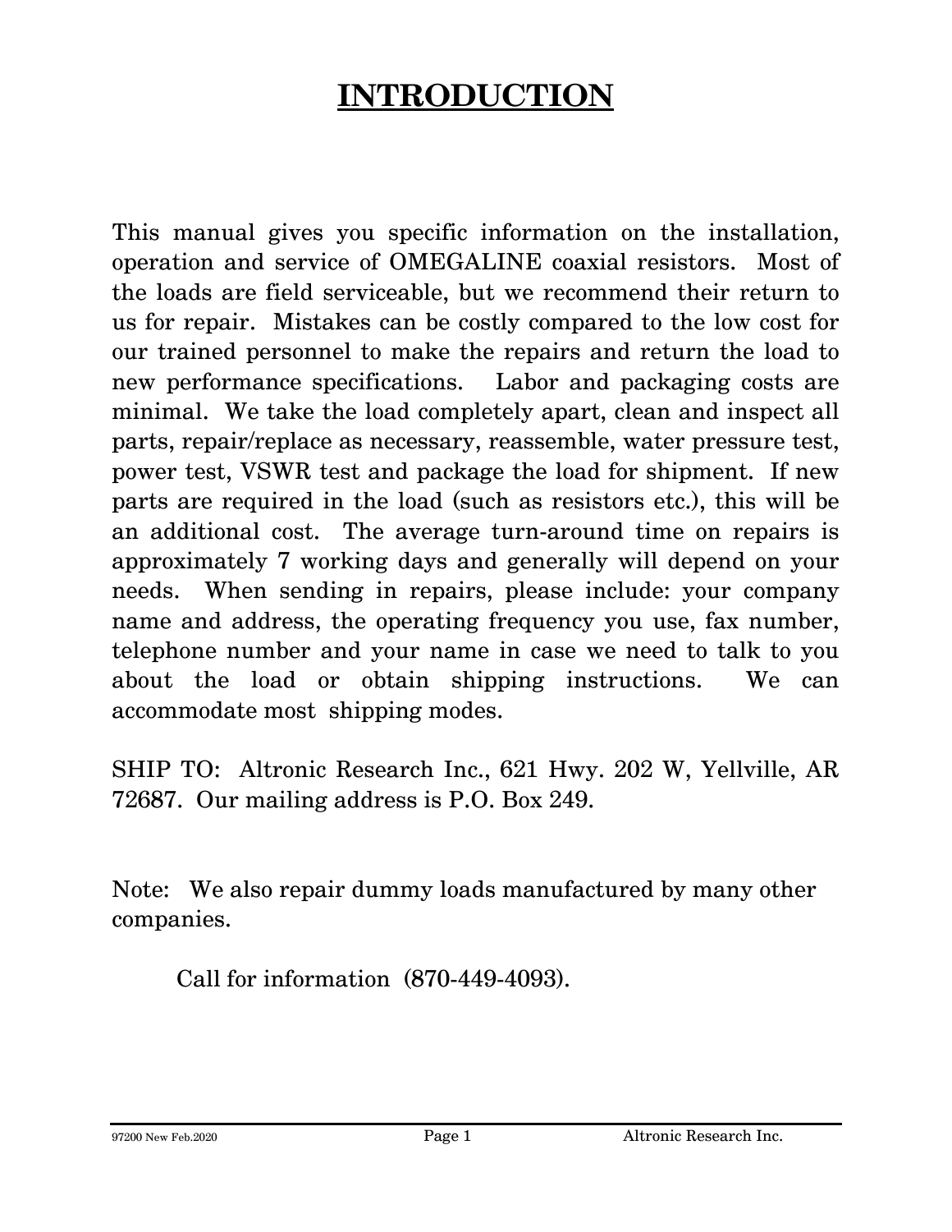# INTRODUCTION

This manual gives you specific information on the installation, operation and service of OMEGALINE coaxial resistors. Most of the loads are field serviceable, but we recommend their return to us for repair. Mistakes can be costly compared to the low cost for our trained personnel to make the repairs and return the load to new performance specifications. Labor and packaging costs are minimal. We take the load completely apart, clean and inspect all parts, repair/replace as necessary, reassemble, water pressure test, power test, VSWR test and package the load for shipment. If new parts are required in the load (such as resistors etc.), this will be an additional cost. The average turn-around time on repairs is approximately 7 working days and generally will depend on your needs. When sending in repairs, please include: your company name and address, the operating frequency you use, fax number, telephone number and your name in case we need to talk to you about the load or obtain shipping instructions. We can accommodate most shipping modes.

SHIP TO: Altronic Research Inc., 621 Hwy. 202 W, Yellville, AR 72687. Our mailing address is P.O. Box 249.

Note: We also repair dummy loads manufactured by many other companies.

Call for information (870-449-4093).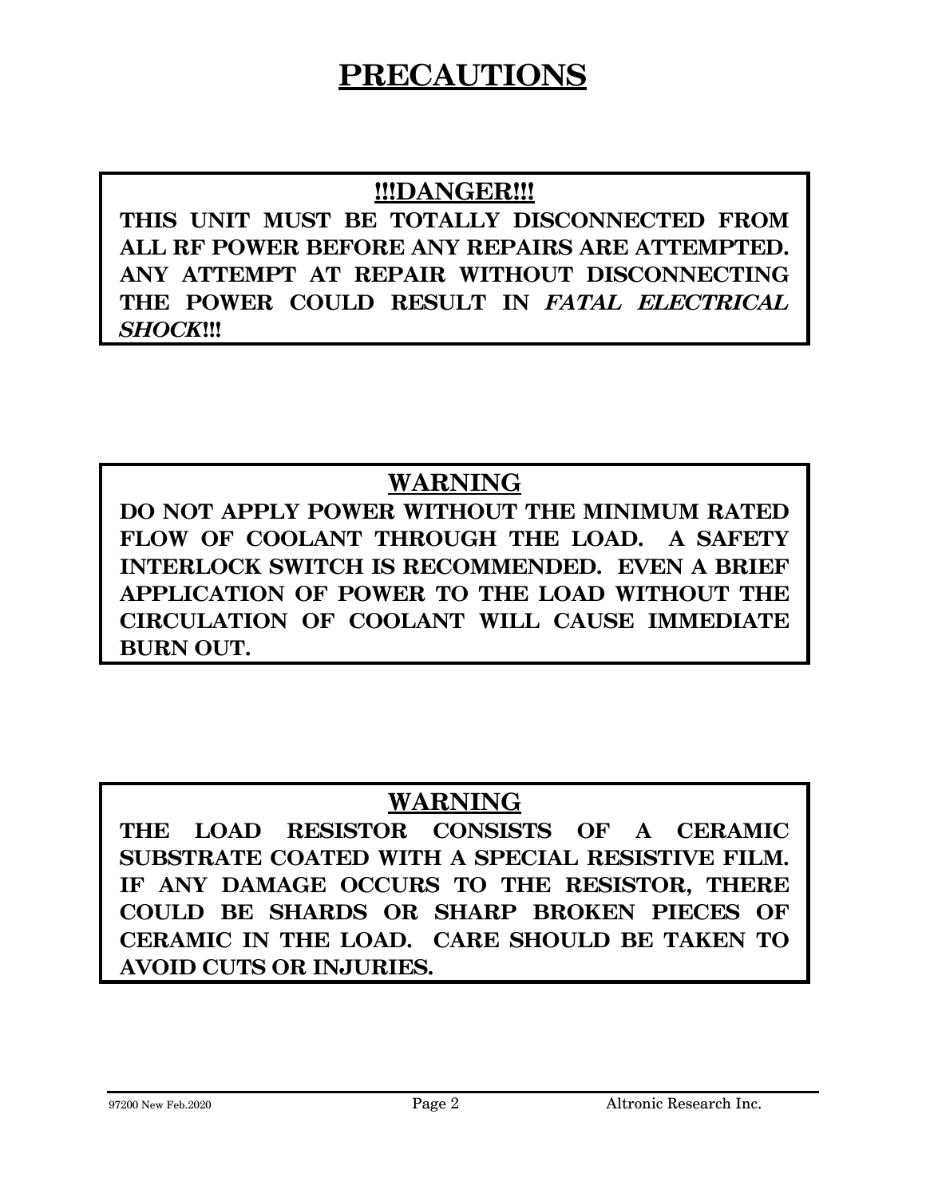# PRECAUTIONS

**!!!DANGER!!!**

**THIS UNIT MUST BE TOTALLY DISCONNECTED FROM ALL RF POWER BEFORE ANY REPAIRS ARE ATTEMPTED. ANY ATTEMPT AT REPAIR WITHOUT DISCONNECTING THE POWER COULD RESULT IN *FATAL ELECTRICAL SHOCK*!!!**

**WARNING**

**DO NOT APPLY POWER WITHOUT THE MINIMUM RATED FLOW OF COOLANT THROUGH THE LOAD. A SAFETY INTERLOCK SWITCH IS RECOMMENDED. EVEN A BRIEF APPLICATION OF POWER TO THE LOAD WITHOUT THE CIRCULATION OF COOLANT WILL CAUSE IMMEDIATE BURN OUT.**

**WARNING**

**THE LOAD RESISTOR CONSISTS OF A CERAMIC SUBSTRATE COATED WITH A SPECIAL RESISTIVE FILM. IF ANY DAMAGE OCCURS TO THE RESISTOR, THERE COULD BE SHARDS OR SHARP BROKEN PIECES OF CERAMIC IN THE LOAD. CARE SHOULD BE TAKEN TO AVOID CUTS OR INJURIES.**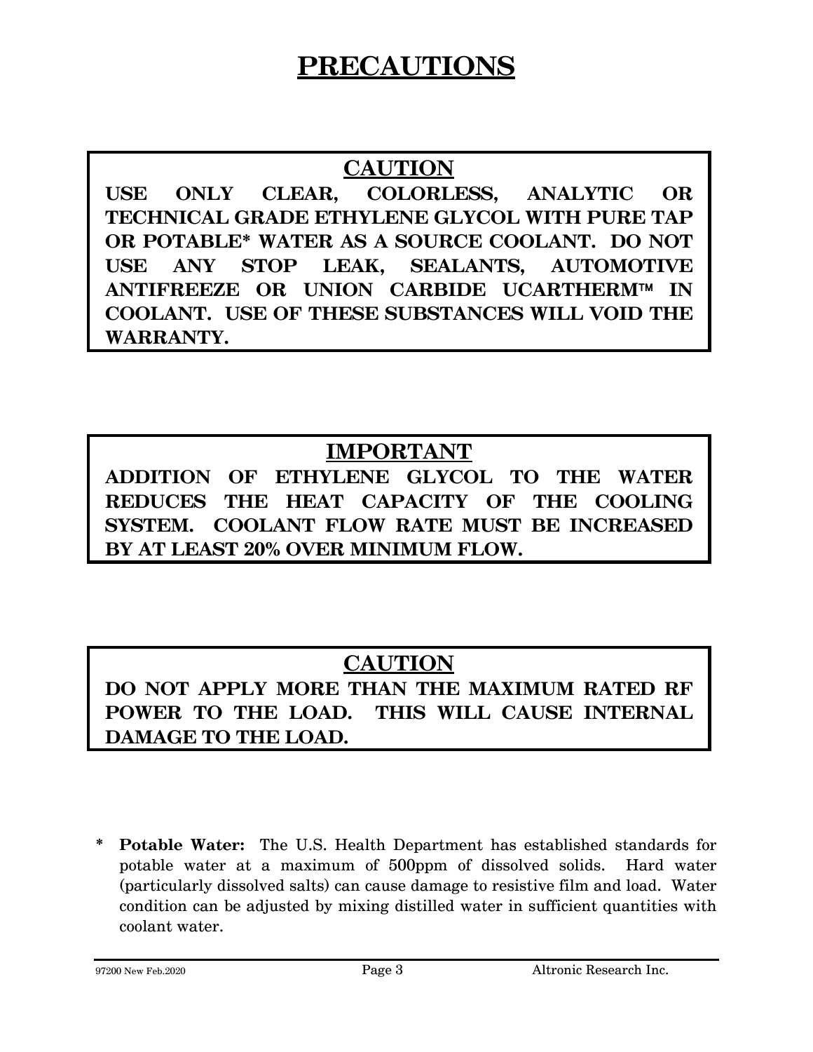# PRECAUTIONS

## CAUTION

**USE ONLY CLEAR, COLORLESS, ANALYTIC OR TECHNICAL GRADE ETHYLENE GLYCOL WITH PURE TAP OR POTABLE* WATER AS A SOURCE COOLANT. DO NOT USE ANY STOP LEAK, SEALANTS, AUTOMOTIVE ANTIFREEZE OR UNION CARBIDE UCARTHERM™ IN COOLANT. USE OF THESE SUBSTANCES WILL VOID THE WARRANTY.**

## IMPORTANT

**ADDITION OF ETHYLENE GLYCOL TO THE WATER REDUCES THE HEAT CAPACITY OF THE COOLING SYSTEM. COOLANT FLOW RATE MUST BE INCREASED BY AT LEAST 20% OVER MINIMUM FLOW.**

## CAUTION

**DO NOT APPLY MORE THAN THE MAXIMUM RATED RF POWER TO THE LOAD. THIS WILL CAUSE INTERNAL DAMAGE TO THE LOAD.**

\* **Potable Water:** The U.S. Health Department has established standards for potable water at a maximum of 500ppm of dissolved solids. Hard water (particularly dissolved salts) can cause damage to resistive film and load. Water condition can be adjusted by mixing distilled water in sufficient quantities with coolant water.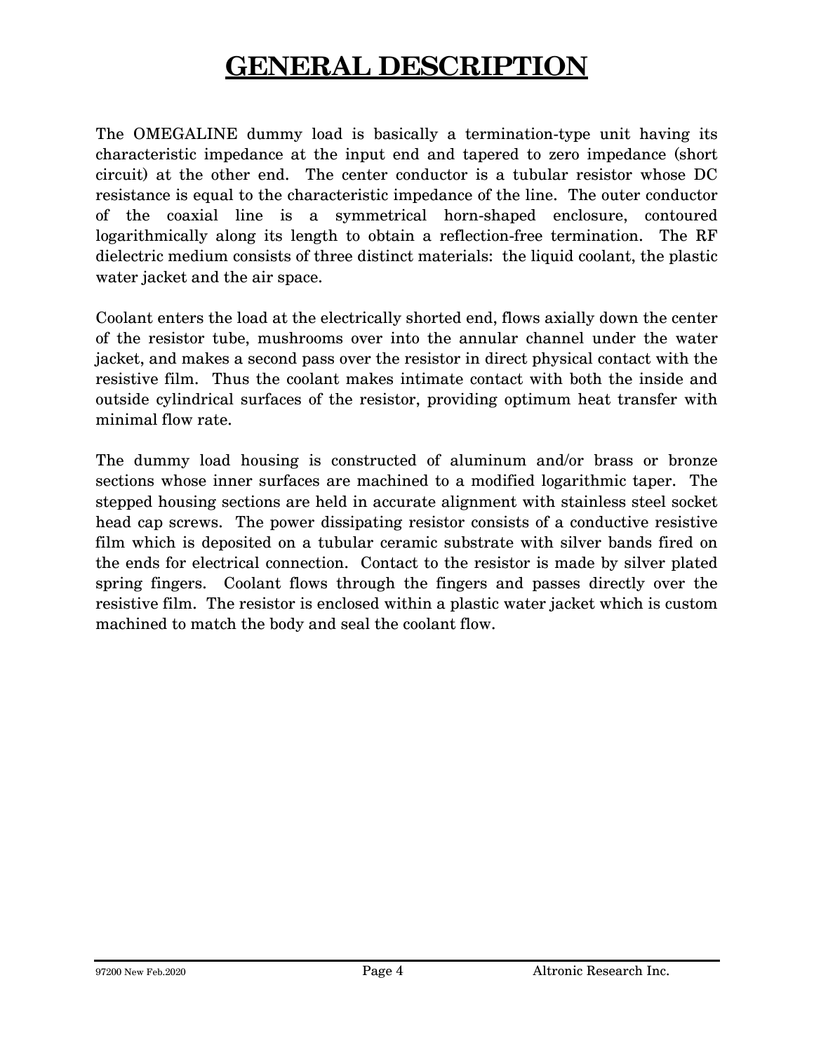# GENERAL DESCRIPTION

The OMEGALINE dummy load is basically a termination-type unit having its characteristic impedance at the input end and tapered to zero impedance (short circuit) at the other end. The center conductor is a tubular resistor whose DC resistance is equal to the characteristic impedance of the line. The outer conductor of the coaxial line is a symmetrical horn-shaped enclosure, contoured logarithmically along its length to obtain a reflection-free termination. The RF dielectric medium consists of three distinct materials: the liquid coolant, the plastic water jacket and the air space.

Coolant enters the load at the electrically shorted end, flows axially down the center of the resistor tube, mushrooms over into the annular channel under the water jacket, and makes a second pass over the resistor in direct physical contact with the resistive film. Thus the coolant makes intimate contact with both the inside and outside cylindrical surfaces of the resistor, providing optimum heat transfer with minimal flow rate.

The dummy load housing is constructed of aluminum and/or brass or bronze sections whose inner surfaces are machined to a modified logarithmic taper. The stepped housing sections are held in accurate alignment with stainless steel socket head cap screws. The power dissipating resistor consists of a conductive resistive film which is deposited on a tubular ceramic substrate with silver bands fired on the ends for electrical connection. Contact to the resistor is made by silver plated spring fingers. Coolant flows through the fingers and passes directly over the resistive film. The resistor is enclosed within a plastic water jacket which is custom machined to match the body and seal the coolant flow.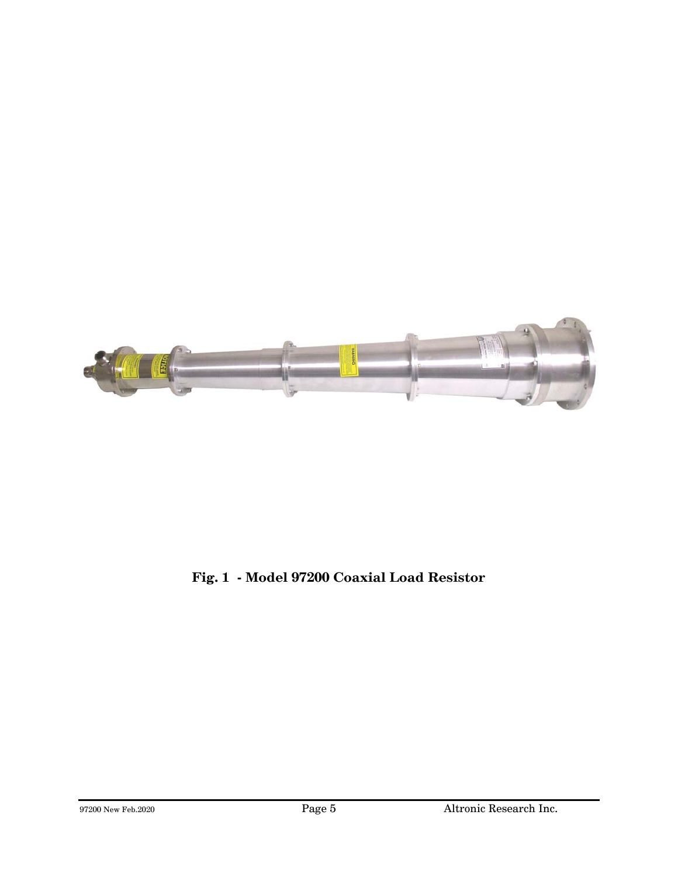**Fig. 1 - Model 97200 Coaxial Load Resistor**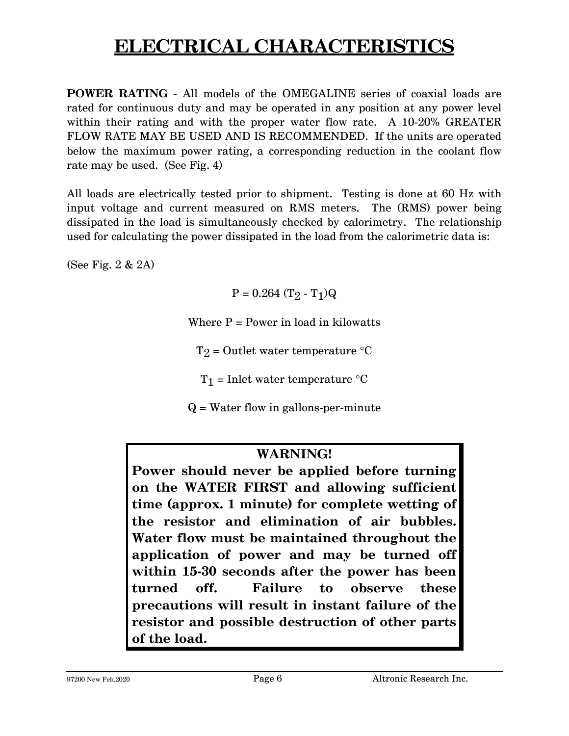# ELECTRICAL CHARACTERISTICS

**POWER RATING** - All models of the OMEGALINE series of coaxial loads are rated for continuous duty and may be operated in any position at any power level within their rating and with the proper water flow rate. A 10-20% GREATER FLOW RATE MAY BE USED AND IS RECOMMENDED. If the units are operated below the maximum power rating, a corresponding reduction in the coolant flow rate may be used. (See Fig. 4)

All loads are electrically tested prior to shipment. Testing is done at 60 Hz with input voltage and current measured on RMS meters. The (RMS) power being dissipated in the load is simultaneously checked by calorimetry. The relationship used for calculating the power dissipated in the load from the calorimetric data is:

(See Fig. 2 & 2A)

$$P = 0.264\,(T_2 - T_1)Q$$

Where $P$ = Power in load in kilowatts

$T_2$ = Outlet water temperature °C

$T_1$ = Inlet water temperature °C

$Q$ = Water flow in gallons-per-minute

> **WARNING!**
>
> **Power should never be applied before turning on the WATER FIRST and allowing sufficient time (approx. 1 minute) for complete wetting of the resistor and elimination of air bubbles. Water flow must be maintained throughout the application of power and may be turned off within 15-30 seconds after the power has been turned off. Failure to observe these precautions will result in instant failure of the resistor and possible destruction of other parts of the load.**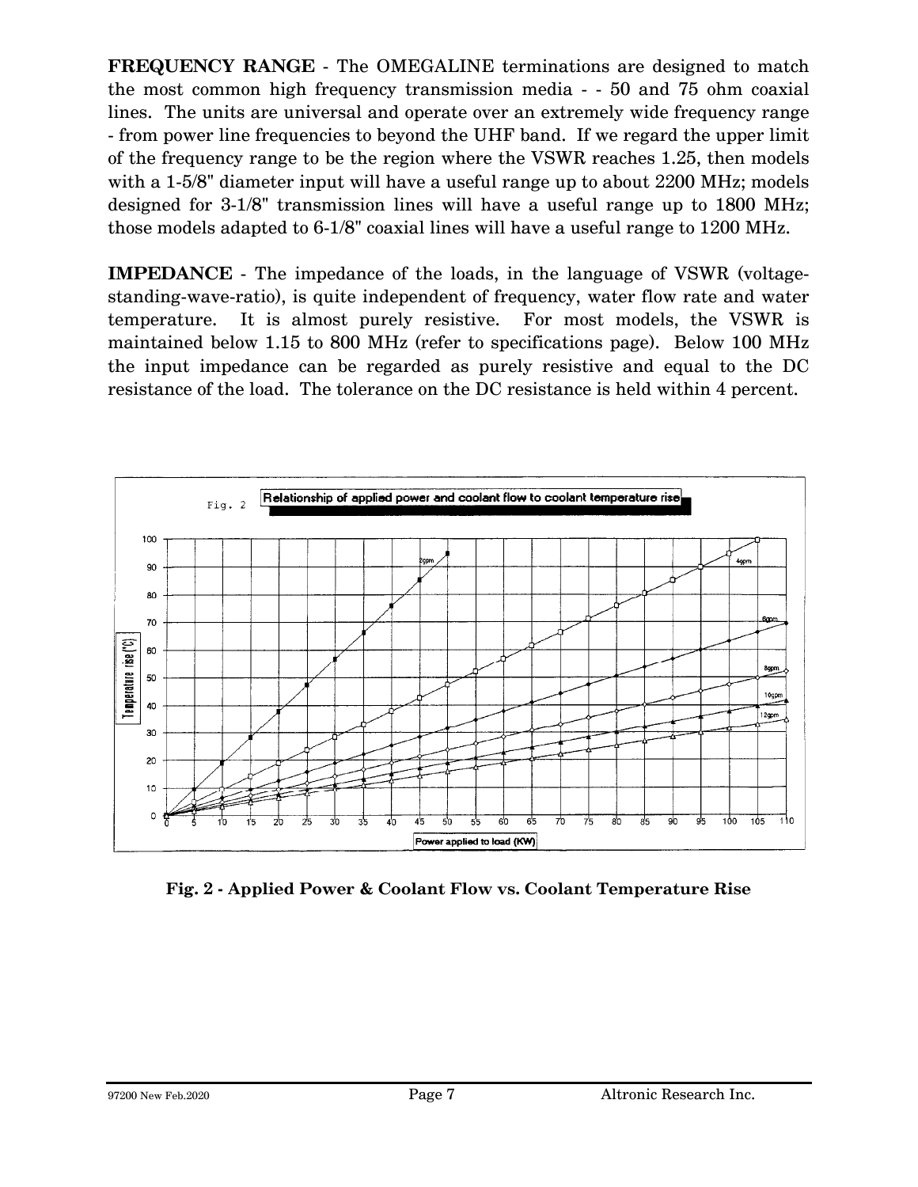**FREQUENCY RANGE** - The OMEGALINE terminations are designed to match the most common high frequency transmission media - - 50 and 75 ohm coaxial lines. The units are universal and operate over an extremely wide frequency range - from power line frequencies to beyond the UHF band. If we regard the upper limit of the frequency range to be the region where the VSWR reaches 1.25, then models with a 1-5/8" diameter input will have a useful range up to about 2200 MHz; models designed for 3-1/8" transmission lines will have a useful range up to 1800 MHz; those models adapted to 6-1/8" coaxial lines will have a useful range to 1200 MHz.

**IMPEDANCE** - The impedance of the loads, in the language of VSWR (voltage-standing-wave-ratio), is quite independent of frequency, water flow rate and water temperature. It is almost purely resistive. For most models, the VSWR is maintained below 1.15 to 800 MHz (refer to specifications page). Below 100 MHz the input impedance can be regarded as purely resistive and equal to the DC resistance of the load. The tolerance on the DC resistance is held within 4 percent.

**Fig. 2 - Applied Power & Coolant Flow vs. Coolant Temperature Rise**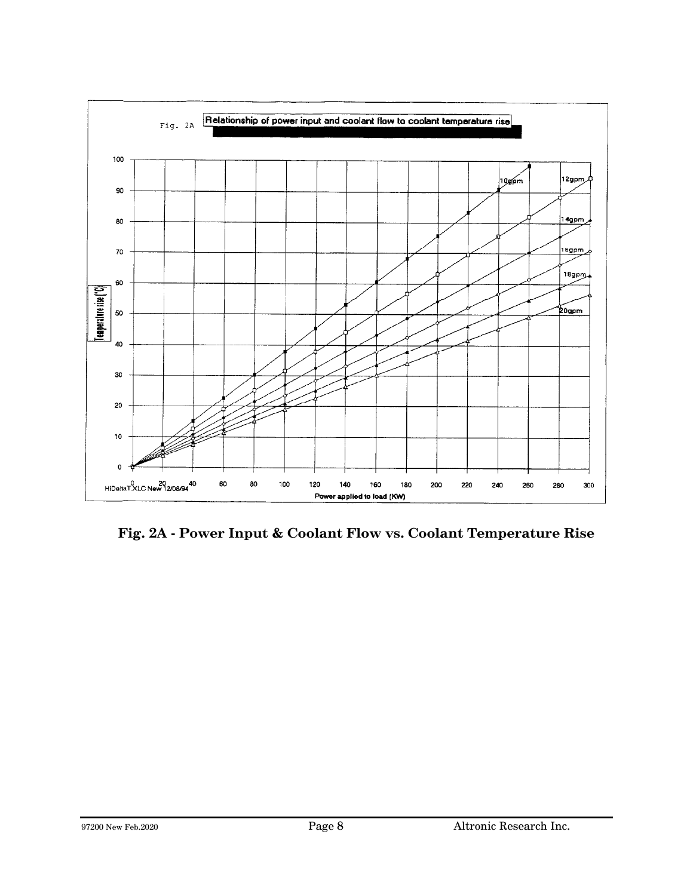Fig. 2A - Power Input & Coolant Flow vs. Coolant Temperature Rise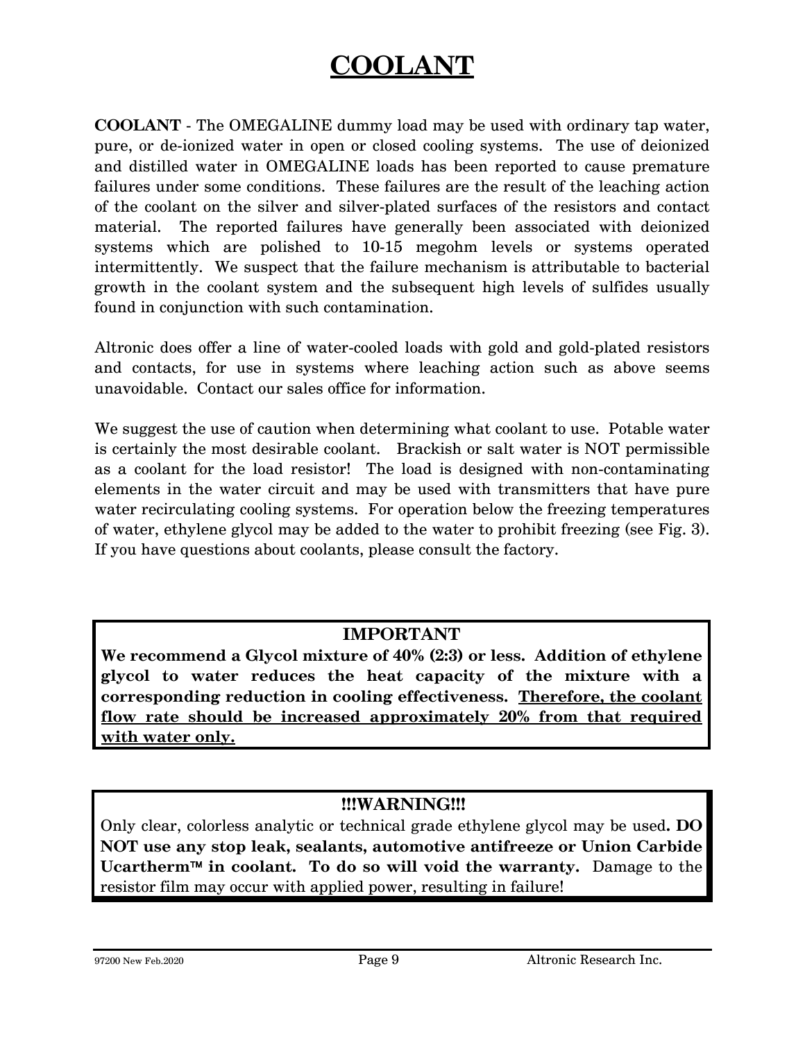# COOLANT

**COOLANT** - The OMEGALINE dummy load may be used with ordinary tap water, pure, or de-ionized water in open or closed cooling systems. The use of deionized and distilled water in OMEGALINE loads has been reported to cause premature failures under some conditions. These failures are the result of the leaching action of the coolant on the silver and silver-plated surfaces of the resistors and contact material. The reported failures have generally been associated with deionized systems which are polished to 10-15 megohm levels or systems operated intermittently. We suspect that the failure mechanism is attributable to bacterial growth in the coolant system and the subsequent high levels of sulfides usually found in conjunction with such contamination.

Altronic does offer a line of water-cooled loads with gold and gold-plated resistors and contacts, for use in systems where leaching action such as above seems unavoidable. Contact our sales office for information.

We suggest the use of caution when determining what coolant to use. Potable water is certainly the most desirable coolant. Brackish or salt water is NOT permissible as a coolant for the load resistor! The load is designed with non-contaminating elements in the water circuit and may be used with transmitters that have pure water recirculating cooling systems. For operation below the freezing temperatures of water, ethylene glycol may be added to the water to prohibit freezing (see Fig. 3). If you have questions about coolants, please consult the factory.

**IMPORTANT**

**We recommend a Glycol mixture of 40% (2:3) or less. Addition of ethylene glycol to water reduces the heat capacity of the mixture with a corresponding reduction in cooling effectiveness. Therefore, the coolant flow rate should be increased approximately 20% from that required with water only.**

**!!!WARNING!!!**

Only clear, colorless analytic or technical grade ethylene glycol may be used**. DO NOT use any stop leak, sealants, automotive antifreeze or Union Carbide Ucartherm™ in coolant. To do so will void the warranty.** Damage to the resistor film may occur with applied power, resulting in failure!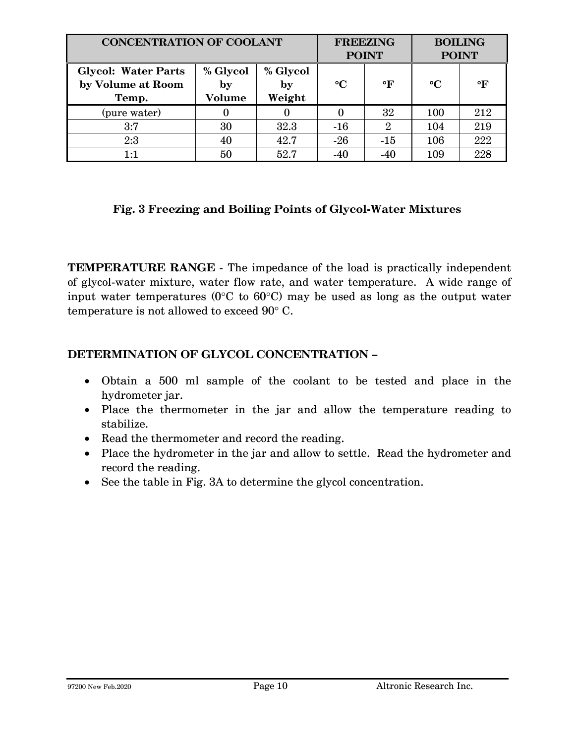| CONCENTRATION OF COOLANT | | | FREEZING POINT | | BOILING POINT | |
|---|---|---|---|---|---|---|
| Glycol: Water Parts by Volume at Room Temp. | % Glycol by Volume | % Glycol by Weight | °C | °F | °C | °F |
| (pure water) | 0 | 0 | 0 | 32 | 100 | 212 |
| 3:7 | 30 | 32.3 | -16 | 2 | 104 | 219 |
| 2:3 | 40 | 42.7 | -26 | -15 | 106 | 222 |
| 1:1 | 50 | 52.7 | -40 | -40 | 109 | 228 |

**Fig. 3 Freezing and Boiling Points of Glycol-Water Mixtures**

**TEMPERATURE RANGE** - The impedance of the load is practically independent of glycol-water mixture, water flow rate, and water temperature. A wide range of input water temperatures (0°C to 60°C) may be used as long as the output water temperature is not allowed to exceed 90° C.

**DETERMINATION OF GLYCOL CONCENTRATION –**

- Obtain a 500 ml sample of the coolant to be tested and place in the hydrometer jar.
- Place the thermometer in the jar and allow the temperature reading to stabilize.
- Read the thermometer and record the reading.
- Place the hydrometer in the jar and allow to settle. Read the hydrometer and record the reading.
- See the table in Fig. 3A to determine the glycol concentration.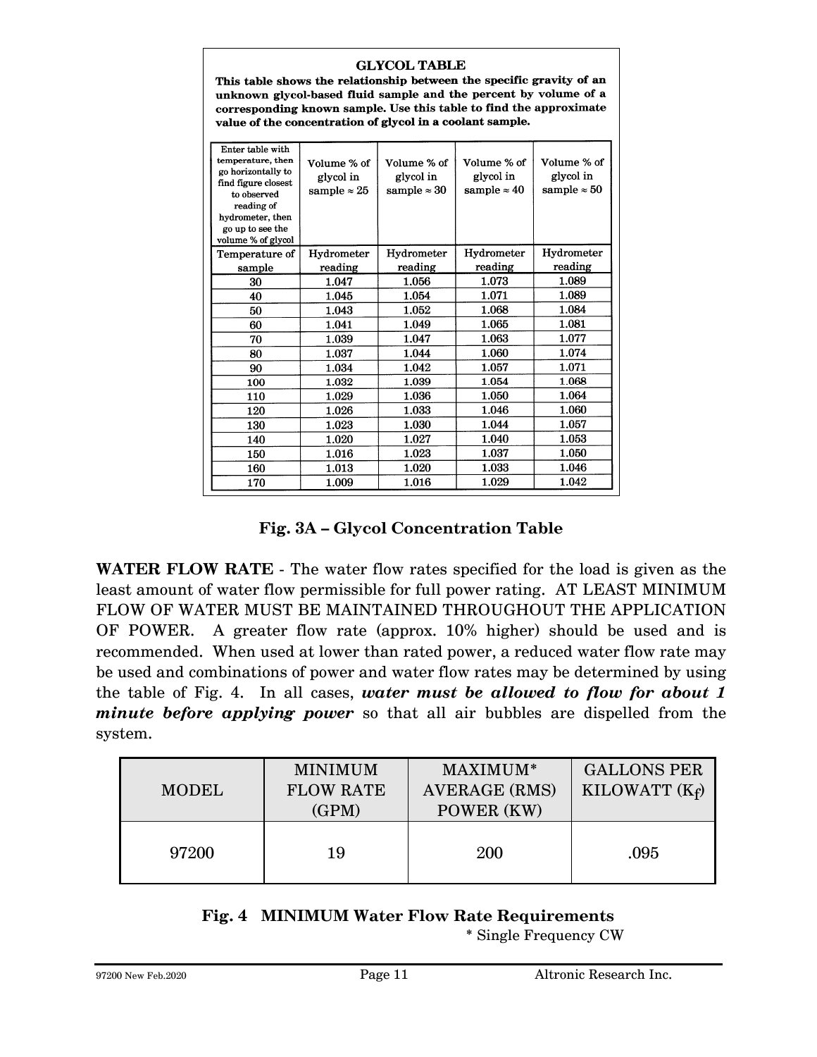**GLYCOL TABLE**

**This table shows the relationship between the specific gravity of an unknown glycol-based fluid sample and the percent by volume of a corresponding known sample. Use this table to find the approximate value of the concentration of glycol in a coolant sample.**

| Enter table with temperature, then go horizontally to find figure closest to observed reading of hydrometer, then go up to see the volume % of glycol | Volume % of glycol in sample ≈ 25 | Volume % of glycol in sample ≈ 30 | Volume % of glycol in sample ≈ 40 | Volume % of glycol in sample ≈ 50 |
|---|---|---|---|---|
| Temperature of sample | Hydrometer reading | Hydrometer reading | Hydrometer reading | Hydrometer reading |
| 30 | 1.047 | 1.056 | 1.073 | 1.089 |
| 40 | 1.045 | 1.054 | 1.071 | 1.089 |
| 50 | 1.043 | 1.052 | 1.068 | 1.084 |
| 60 | 1.041 | 1.049 | 1.065 | 1.081 |
| 70 | 1.039 | 1.047 | 1.063 | 1.077 |
| 80 | 1.037 | 1.044 | 1.060 | 1.074 |
| 90 | 1.034 | 1.042 | 1.057 | 1.071 |
| 100 | 1.032 | 1.039 | 1.054 | 1.068 |
| 110 | 1.029 | 1.036 | 1.050 | 1.064 |
| 120 | 1.026 | 1.033 | 1.046 | 1.060 |
| 130 | 1.023 | 1.030 | 1.044 | 1.057 |
| 140 | 1.020 | 1.027 | 1.040 | 1.053 |
| 150 | 1.016 | 1.023 | 1.037 | 1.050 |
| 160 | 1.013 | 1.020 | 1.033 | 1.046 |
| 170 | 1.009 | 1.016 | 1.029 | 1.042 |

**Fig. 3A – Glycol Concentration Table**

**WATER FLOW RATE** - The water flow rates specified for the load is given as the least amount of water flow permissible for full power rating. AT LEAST MINIMUM FLOW OF WATER MUST BE MAINTAINED THROUGHOUT THE APPLICATION OF POWER. A greater flow rate (approx. 10% higher) should be used and is recommended. When used at lower than rated power, a reduced water flow rate may be used and combinations of power and water flow rates may be determined by using the table of Fig. 4. In all cases, ***water must be allowed to flow for about 1 minute before applying power*** so that all air bubbles are dispelled from the system.

| MODEL | MINIMUM FLOW RATE (GPM) | MAXIMUM* AVERAGE (RMS) POWER (KW) | GALLONS PER KILOWATT ($K_f$) |
|---|---|---|---|
| 97200 | 19 | 200 | .095 |

**Fig. 4 MINIMUM Water Flow Rate Requirements**

\* Single Frequency CW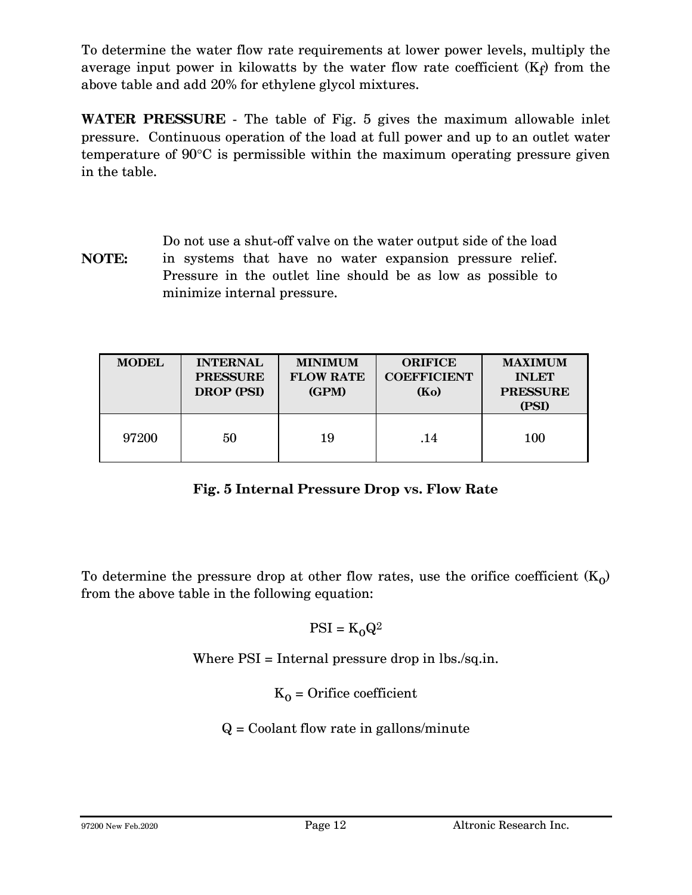To determine the water flow rate requirements at lower power levels, multiply the average input power in kilowatts by the water flow rate coefficient ($K_f$) from the above table and add 20% for ethylene glycol mixtures.

**WATER PRESSURE** - The table of Fig. 5 gives the maximum allowable inlet pressure. Continuous operation of the load at full power and up to an outlet water temperature of 90°C is permissible within the maximum operating pressure given in the table.

**NOTE:** Do not use a shut-off valve on the water output side of the load in systems that have no water expansion pressure relief. Pressure in the outlet line should be as low as possible to minimize internal pressure.

| MODEL | INTERNAL PRESSURE DROP (PSI) | MINIMUM FLOW RATE (GPM) | ORIFICE COEFFICIENT (Ko) | MAXIMUM INLET PRESSURE (PSI) |
| --- | --- | --- | --- | --- |
| 97200 | 50 | 19 | .14 | 100 |

**Fig. 5 Internal Pressure Drop vs. Flow Rate**

To determine the pressure drop at other flow rates, use the orifice coefficient ($K_o$) from the above table in the following equation:

$$PSI = K_o Q^2$$

Where PSI = Internal pressure drop in lbs./sq.in.

$K_o$ = Orifice coefficient

Q = Coolant flow rate in gallons/minute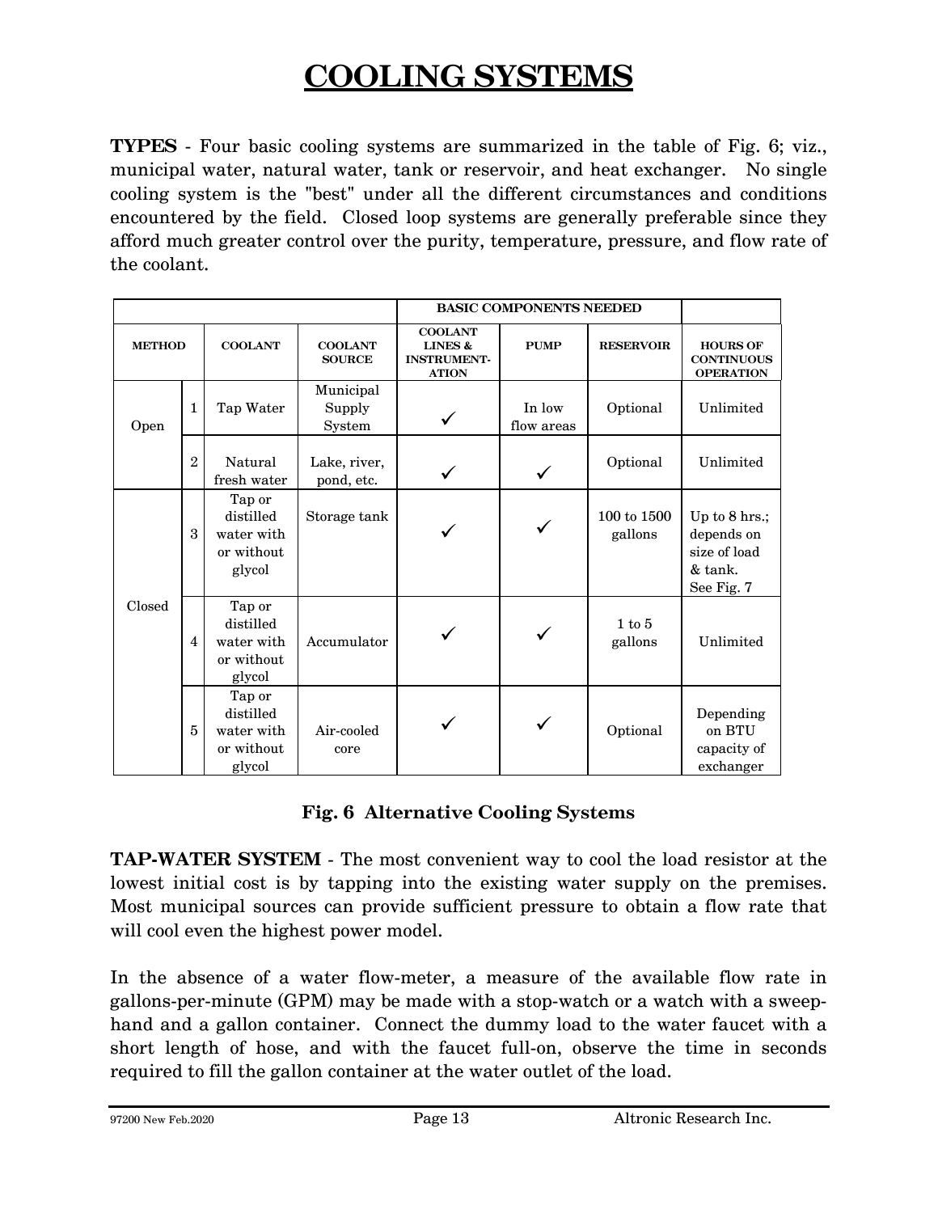# COOLING SYSTEMS

**TYPES** - Four basic cooling systems are summarized in the table of Fig. 6; viz., municipal water, natural water, tank or reservoir, and heat exchanger. No single cooling system is the "best" under all the different circumstances and conditions encountered by the field. Closed loop systems are generally preferable since they afford much greater control over the purity, temperature, pressure, and flow rate of the coolant.

| | | | | BASIC COMPONENTS NEEDED | | | |
|---|---|---|---|---|---|---|---|
| **METHOD** | | **COOLANT** | **COOLANT SOURCE** | **COOLANT LINES & INSTRUMENTATION** | **PUMP** | **RESERVOIR** | **HOURS OF CONTINUOUS OPERATION** |
| Open | 1 | Tap Water | Municipal Supply System | ✓ | In low flow areas | Optional | Unlimited |
| | 2 | Natural fresh water | Lake, river, pond, etc. | ✓ | ✓ | Optional | Unlimited |
| Closed | 3 | Tap or distilled water with or without glycol | Storage tank | ✓ | ✓ | 100 to 1500 gallons | Up to 8 hrs.; depends on size of load & tank. See Fig. 7 |
| | 4 | Tap or distilled water with or without glycol | Accumulator | ✓ | ✓ | 1 to 5 gallons | Unlimited |
| | 5 | Tap or distilled water with or without glycol | Air-cooled core | ✓ | ✓ | Optional | Depending on BTU capacity of exchanger |

**Fig. 6 Alternative Cooling Systems**

**TAP-WATER SYSTEM** - The most convenient way to cool the load resistor at the lowest initial cost is by tapping into the existing water supply on the premises. Most municipal sources can provide sufficient pressure to obtain a flow rate that will cool even the highest power model.

In the absence of a water flow-meter, a measure of the available flow rate in gallons-per-minute (GPM) may be made with a stop-watch or a watch with a sweep-hand and a gallon container. Connect the dummy load to the water faucet with a short length of hose, and with the faucet full-on, observe the time in seconds required to fill the gallon container at the water outlet of the load.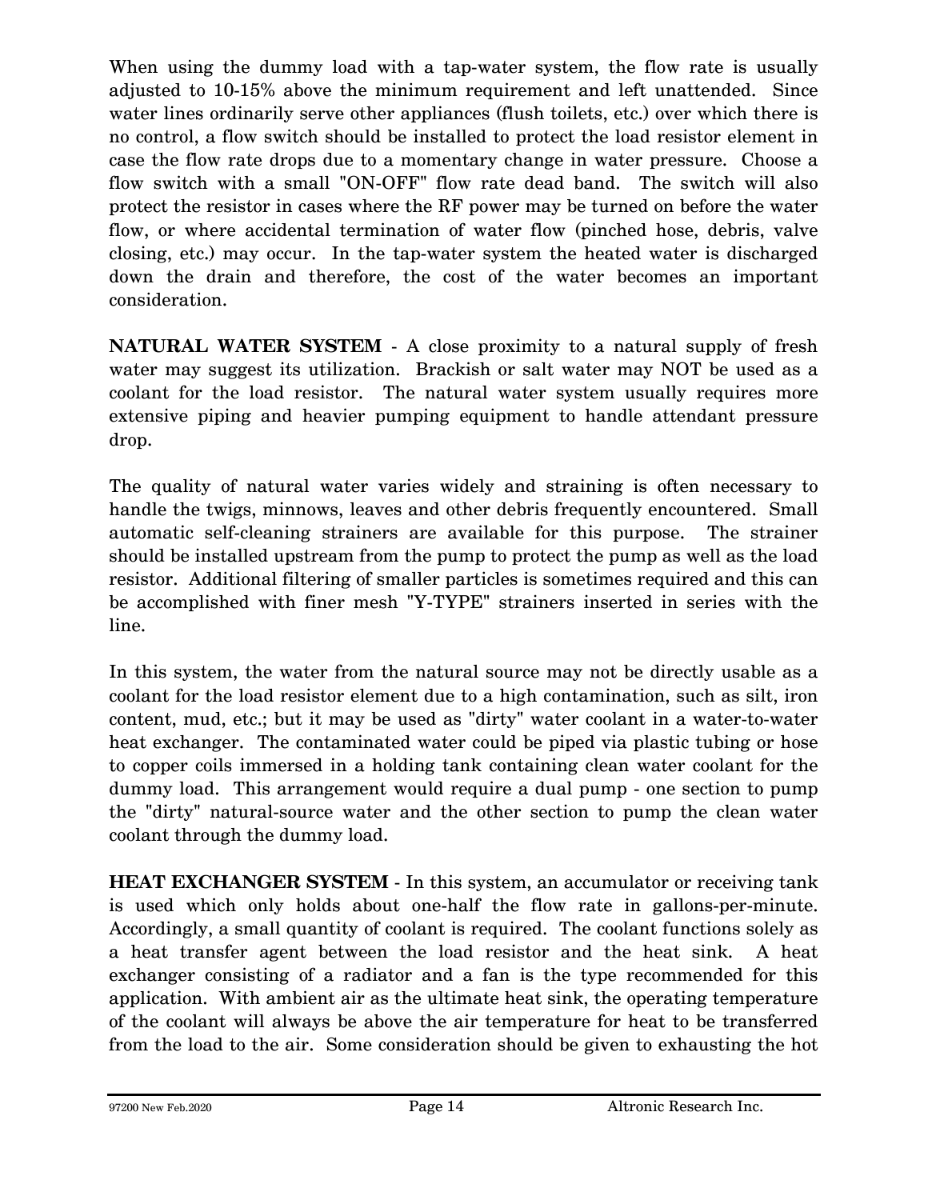When using the dummy load with a tap-water system, the flow rate is usually adjusted to 10-15% above the minimum requirement and left unattended. Since water lines ordinarily serve other appliances (flush toilets, etc.) over which there is no control, a flow switch should be installed to protect the load resistor element in case the flow rate drops due to a momentary change in water pressure. Choose a flow switch with a small "ON-OFF" flow rate dead band. The switch will also protect the resistor in cases where the RF power may be turned on before the water flow, or where accidental termination of water flow (pinched hose, debris, valve closing, etc.) may occur. In the tap-water system the heated water is discharged down the drain and therefore, the cost of the water becomes an important consideration.

**NATURAL WATER SYSTEM** - A close proximity to a natural supply of fresh water may suggest its utilization. Brackish or salt water may NOT be used as a coolant for the load resistor. The natural water system usually requires more extensive piping and heavier pumping equipment to handle attendant pressure drop.

The quality of natural water varies widely and straining is often necessary to handle the twigs, minnows, leaves and other debris frequently encountered. Small automatic self-cleaning strainers are available for this purpose. The strainer should be installed upstream from the pump to protect the pump as well as the load resistor. Additional filtering of smaller particles is sometimes required and this can be accomplished with finer mesh "Y-TYPE" strainers inserted in series with the line.

In this system, the water from the natural source may not be directly usable as a coolant for the load resistor element due to a high contamination, such as silt, iron content, mud, etc.; but it may be used as "dirty" water coolant in a water-to-water heat exchanger. The contaminated water could be piped via plastic tubing or hose to copper coils immersed in a holding tank containing clean water coolant for the dummy load. This arrangement would require a dual pump - one section to pump the "dirty" natural-source water and the other section to pump the clean water coolant through the dummy load.

**HEAT EXCHANGER SYSTEM** - In this system, an accumulator or receiving tank is used which only holds about one-half the flow rate in gallons-per-minute. Accordingly, a small quantity of coolant is required. The coolant functions solely as a heat transfer agent between the load resistor and the heat sink. A heat exchanger consisting of a radiator and a fan is the type recommended for this application. With ambient air as the ultimate heat sink, the operating temperature of the coolant will always be above the air temperature for heat to be transferred from the load to the air. Some consideration should be given to exhausting the hot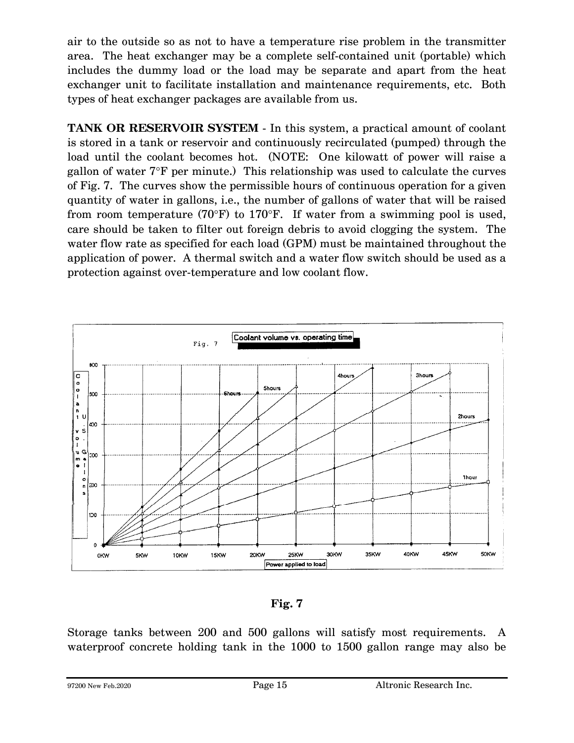air to the outside so as not to have a temperature rise problem in the transmitter area. The heat exchanger may be a complete self-contained unit (portable) which includes the dummy load or the load may be separate and apart from the heat exchanger unit to facilitate installation and maintenance requirements, etc. Both types of heat exchanger packages are available from us.

**TANK OR RESERVOIR SYSTEM** - In this system, a practical amount of coolant is stored in a tank or reservoir and continuously recirculated (pumped) through the load until the coolant becomes hot. (NOTE: One kilowatt of power will raise a gallon of water 7°F per minute.) This relationship was used to calculate the curves of Fig. 7. The curves show the permissible hours of continuous operation for a given quantity of water in gallons, i.e., the number of gallons of water that will be raised from room temperature (70°F) to 170°F. If water from a swimming pool is used, care should be taken to filter out foreign debris to avoid clogging the system. The water flow rate as specified for each load (GPM) must be maintained throughout the application of power. A thermal switch and a water flow switch should be used as a protection against over-temperature and low coolant flow.

**Fig. 7**

Storage tanks between 200 and 500 gallons will satisfy most requirements. A waterproof concrete holding tank in the 1000 to 1500 gallon range may also be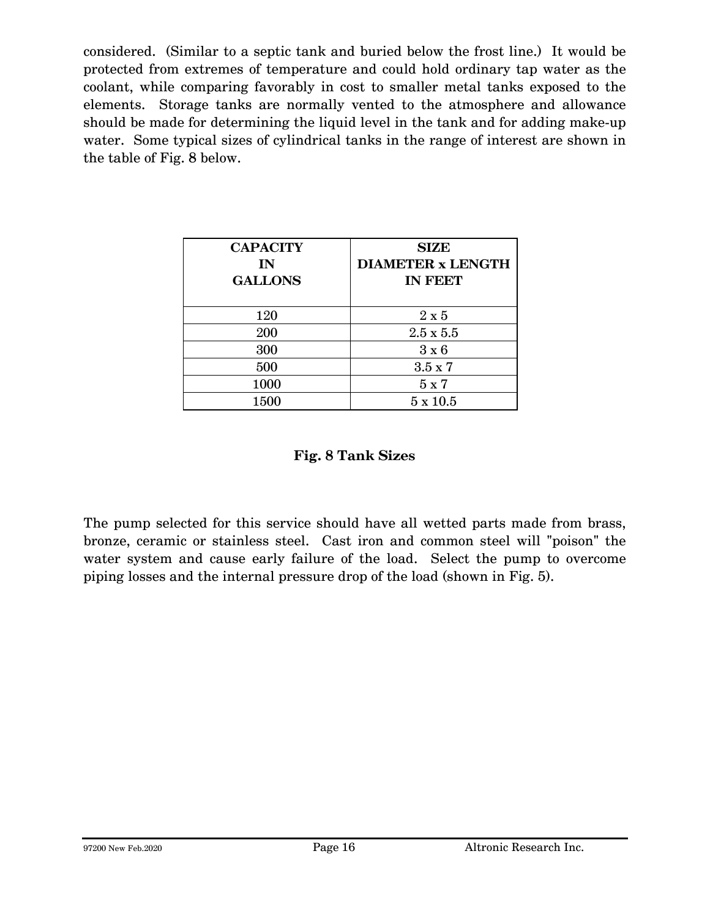considered. (Similar to a septic tank and buried below the frost line.) It would be protected from extremes of temperature and could hold ordinary tap water as the coolant, while comparing favorably in cost to smaller metal tanks exposed to the elements. Storage tanks are normally vented to the atmosphere and allowance should be made for determining the liquid level in the tank and for adding make-up water. Some typical sizes of cylindrical tanks in the range of interest are shown in the table of Fig. 8 below.

| **CAPACITY IN GALLONS** | **SIZE DIAMETER x LENGTH IN FEET** |
|---|---|
| 120 | 2 x 5 |
| 200 | 2.5 x 5.5 |
| 300 | 3 x 6 |
| 500 | 3.5 x 7 |
| 1000 | 5 x 7 |
| 1500 | 5 x 10.5 |

**Fig. 8 Tank Sizes**

The pump selected for this service should have all wetted parts made from brass, bronze, ceramic or stainless steel. Cast iron and common steel will "poison" the water system and cause early failure of the load. Select the pump to overcome piping losses and the internal pressure drop of the load (shown in Fig. 5).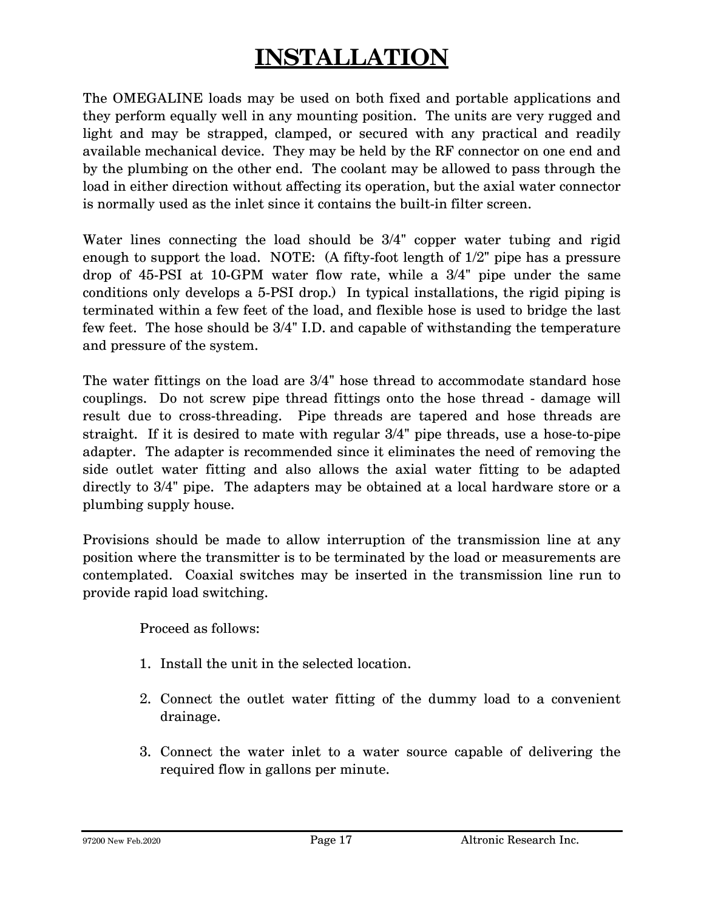# INSTALLATION

The OMEGALINE loads may be used on both fixed and portable applications and they perform equally well in any mounting position. The units are very rugged and light and may be strapped, clamped, or secured with any practical and readily available mechanical device. They may be held by the RF connector on one end and by the plumbing on the other end. The coolant may be allowed to pass through the load in either direction without affecting its operation, but the axial water connector is normally used as the inlet since it contains the built-in filter screen.

Water lines connecting the load should be 3/4" copper water tubing and rigid enough to support the load. NOTE: (A fifty-foot length of 1/2" pipe has a pressure drop of 45-PSI at 10-GPM water flow rate, while a 3/4" pipe under the same conditions only develops a 5-PSI drop.) In typical installations, the rigid piping is terminated within a few feet of the load, and flexible hose is used to bridge the last few feet. The hose should be 3/4" I.D. and capable of withstanding the temperature and pressure of the system.

The water fittings on the load are 3/4" hose thread to accommodate standard hose couplings. Do not screw pipe thread fittings onto the hose thread - damage will result due to cross-threading. Pipe threads are tapered and hose threads are straight. If it is desired to mate with regular 3/4" pipe threads, use a hose-to-pipe adapter. The adapter is recommended since it eliminates the need of removing the side outlet water fitting and also allows the axial water fitting to be adapted directly to 3/4" pipe. The adapters may be obtained at a local hardware store or a plumbing supply house.

Provisions should be made to allow interruption of the transmission line at any position where the transmitter is to be terminated by the load or measurements are contemplated. Coaxial switches may be inserted in the transmission line run to provide rapid load switching.

Proceed as follows:

1. Install the unit in the selected location.

2. Connect the outlet water fitting of the dummy load to a convenient drainage.

3. Connect the water inlet to a water source capable of delivering the required flow in gallons per minute.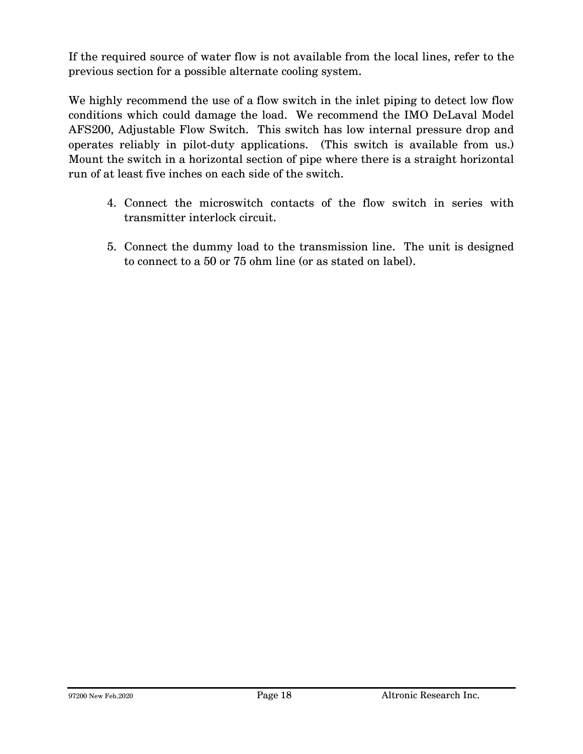If the required source of water flow is not available from the local lines, refer to the previous section for a possible alternate cooling system.

We highly recommend the use of a flow switch in the inlet piping to detect low flow conditions which could damage the load. We recommend the IMO DeLaval Model AFS200, Adjustable Flow Switch. This switch has low internal pressure drop and operates reliably in pilot-duty applications. (This switch is available from us.) Mount the switch in a horizontal section of pipe where there is a straight horizontal run of at least five inches on each side of the switch.

4. Connect the microswitch contacts of the flow switch in series with transmitter interlock circuit.

5. Connect the dummy load to the transmission line. The unit is designed to connect to a 50 or 75 ohm line (or as stated on label).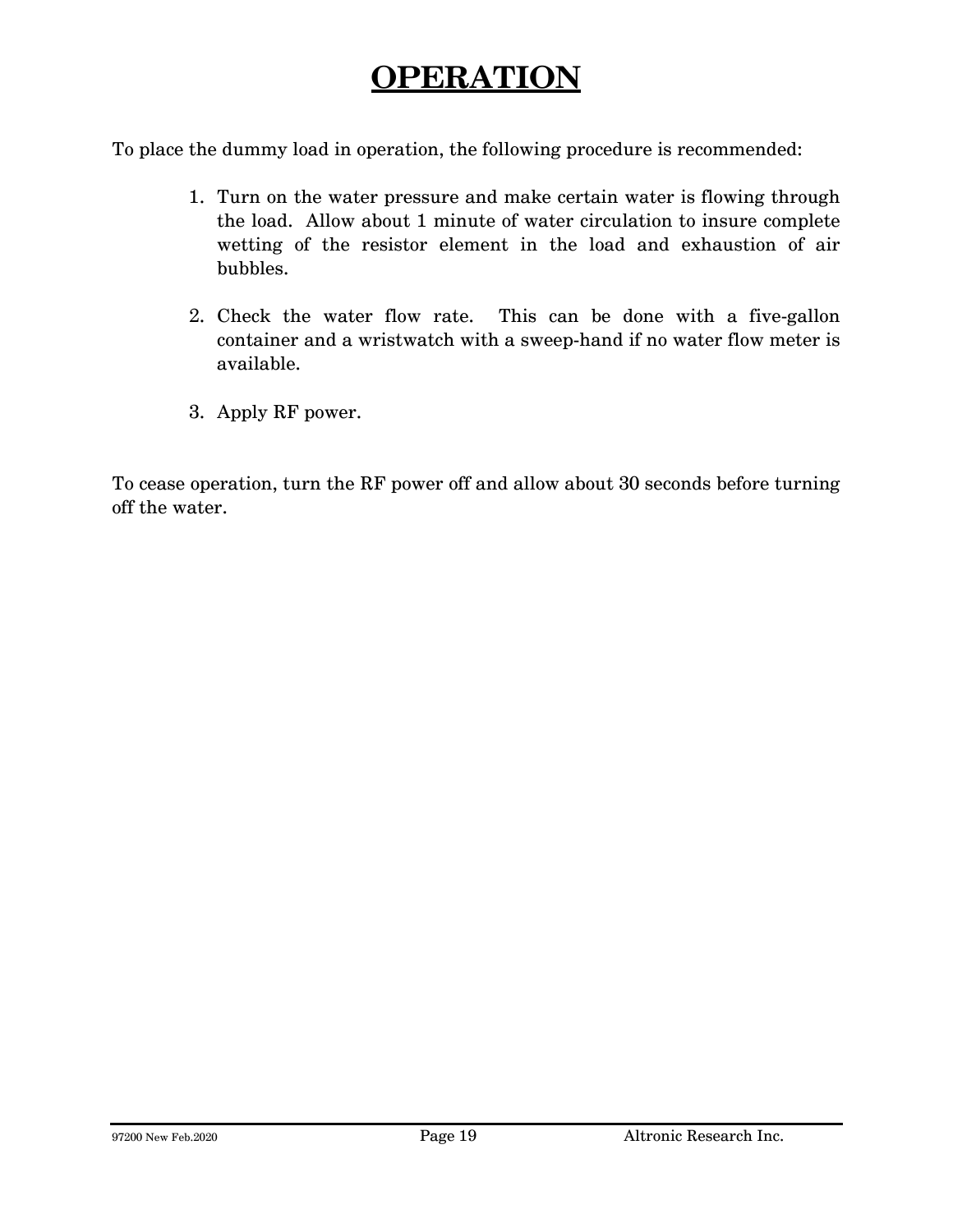# OPERATION

To place the dummy load in operation, the following procedure is recommended:

1. Turn on the water pressure and make certain water is flowing through the load. Allow about 1 minute of water circulation to insure complete wetting of the resistor element in the load and exhaustion of air bubbles.

2. Check the water flow rate. This can be done with a five-gallon container and a wristwatch with a sweep-hand if no water flow meter is available.

3. Apply RF power.

To cease operation, turn the RF power off and allow about 30 seconds before turning off the water.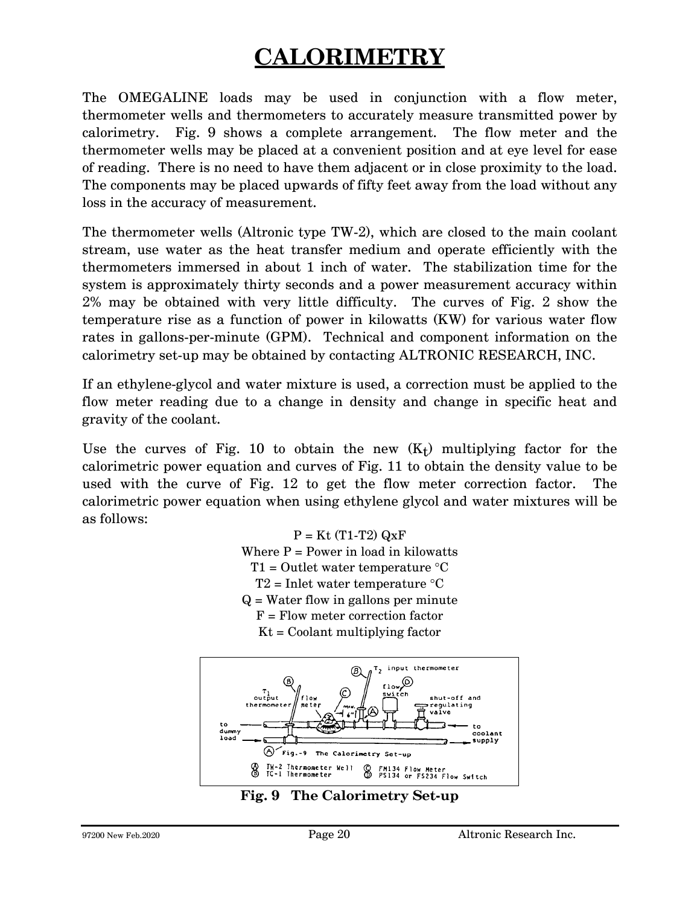# CALORIMETRY

The OMEGALINE loads may be used in conjunction with a flow meter, thermometer wells and thermometers to accurately measure transmitted power by calorimetry. Fig. 9 shows a complete arrangement. The flow meter and the thermometer wells may be placed at a convenient position and at eye level for ease of reading. There is no need to have them adjacent or in close proximity to the load. The components may be placed upwards of fifty feet away from the load without any loss in the accuracy of measurement.

The thermometer wells (Altronic type TW-2), which are closed to the main coolant stream, use water as the heat transfer medium and operate efficiently with the thermometers immersed in about 1 inch of water. The stabilization time for the system is approximately thirty seconds and a power measurement accuracy within 2% may be obtained with very little difficulty. The curves of Fig. 2 show the temperature rise as a function of power in kilowatts (KW) for various water flow rates in gallons-per-minute (GPM). Technical and component information on the calorimetry set-up may be obtained by contacting ALTRONIC RESEARCH, INC.

If an ethylene-glycol and water mixture is used, a correction must be applied to the flow meter reading due to a change in density and change in specific heat and gravity of the coolant.

Use the curves of Fig. 10 to obtain the new ($K_t$) multiplying factor for the calorimetric power equation and curves of Fig. 11 to obtain the density value to be used with the curve of Fig. 12 to get the flow meter correction factor. The calorimetric power equation when using ethylene glycol and water mixtures will be as follows:

$$P = K_t (T_1 - T_2)\, Q \times F$$

Where P = Power in load in kilowatts

T1 = Outlet water temperature °C

T2 = Inlet water temperature °C

Q = Water flow in gallons per minute

F = Flow meter correction factor

Kt = Coolant multiplying factor

**Fig. 9 The Calorimetry Set-up**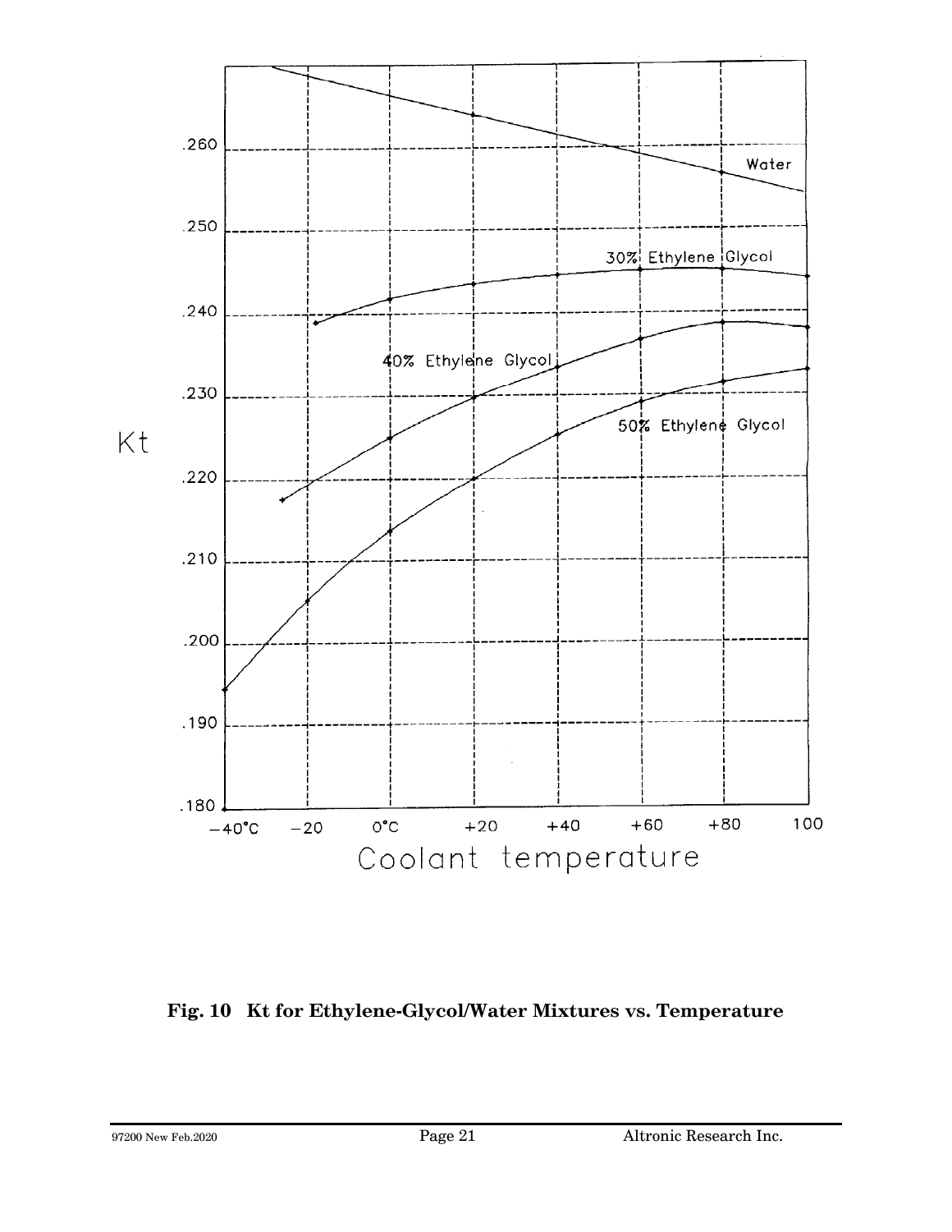**Fig. 10 Kt for Ethylene-Glycol/Water Mixtures vs. Temperature**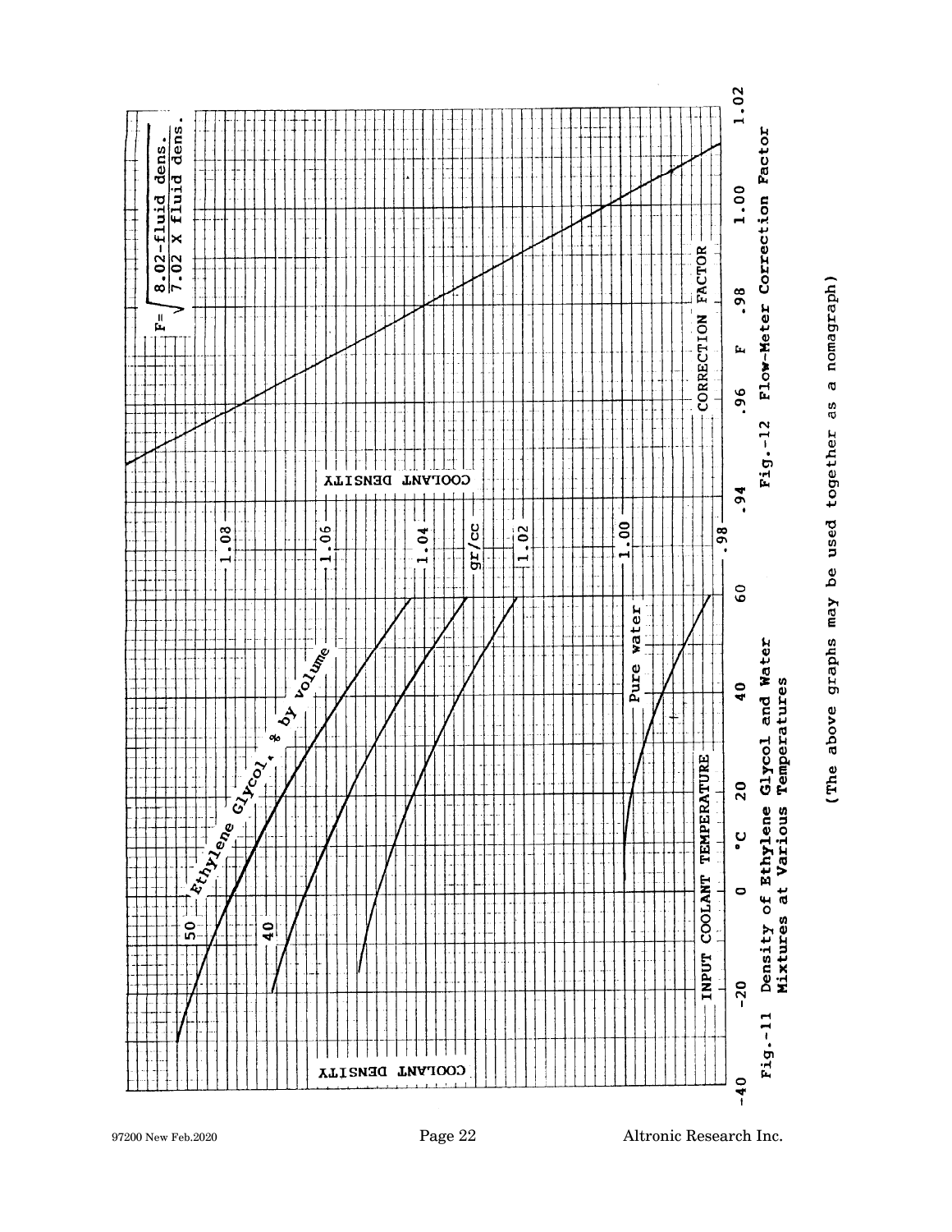Fig.-11 Density of Ethylene Glycol and Water Mixtures at Various Temperatures

Fig.-12 Flow-Meter Correction Factor

$$F = \sqrt{\frac{8.02 - \text{fluid dens.}}{7.02 \times \text{fluid dens.}}}$$

(The above graphs may be used together as a nomagraph)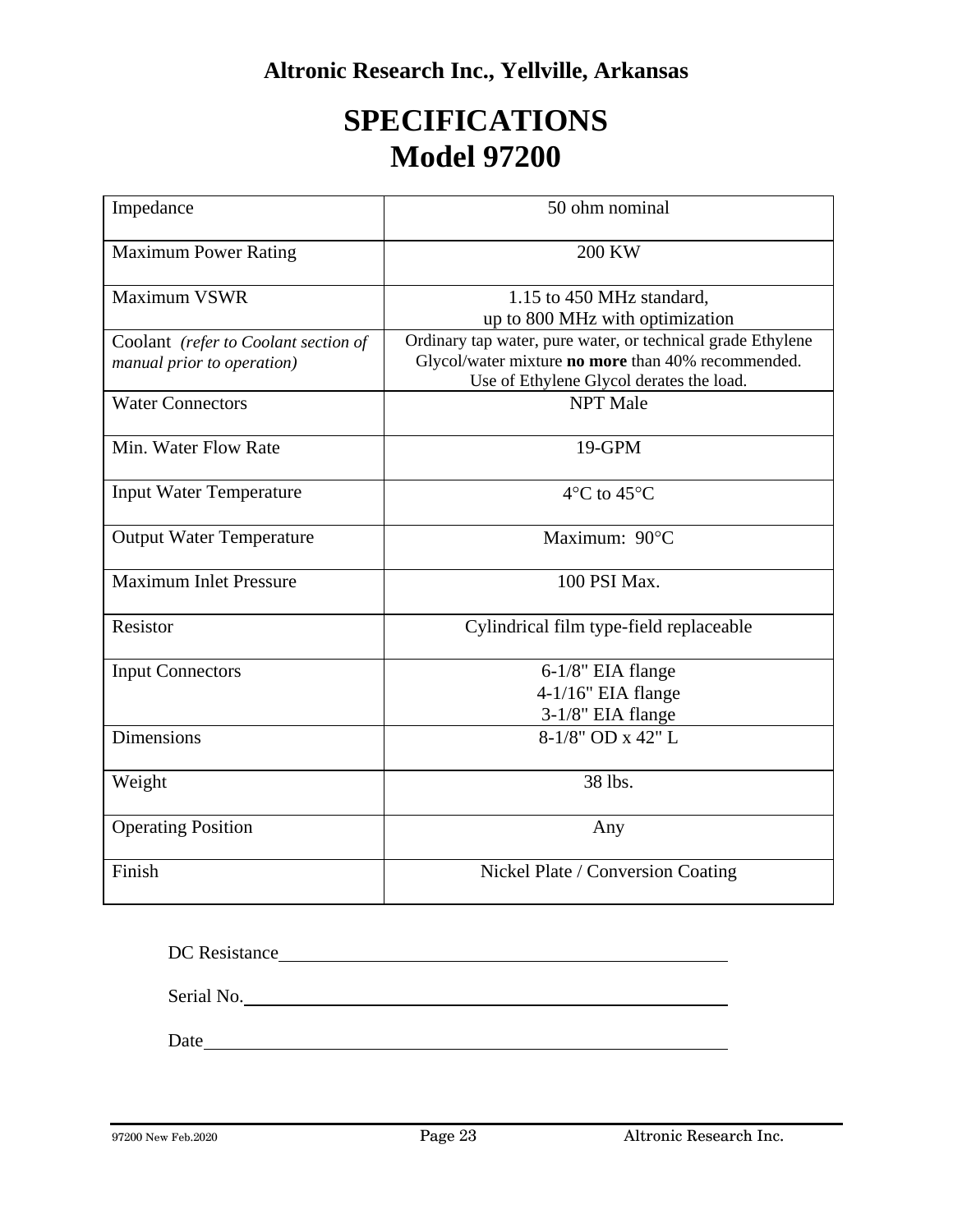**Altronic Research Inc., Yellville, Arkansas**

# SPECIFICATIONS
# Model 97200

| | |
|---|---|
| Impedance | 50 ohm nominal |
| Maximum Power Rating | 200 KW |
| Maximum VSWR | 1.15 to 450 MHz standard,<br>up to 800 MHz with optimization |
| Coolant *(refer to Coolant section of manual prior to operation)* | Ordinary tap water, pure water, or technical grade Ethylene Glycol/water mixture **no more** than 40% recommended. Use of Ethylene Glycol derates the load. |
| Water Connectors | NPT Male |
| Min. Water Flow Rate | 19-GPM |
| Input Water Temperature | 4°C to 45°C |
| Output Water Temperature | Maximum: 90°C |
| Maximum Inlet Pressure | 100 PSI Max. |
| Resistor | Cylindrical film type-field replaceable |
| Input Connectors | 6-1/8" EIA flange<br>4-1/16" EIA flange<br>3-1/8" EIA flange |
| Dimensions | 8-1/8" OD x 42" L |
| Weight | 38 lbs. |
| Operating Position | Any |
| Finish | Nickel Plate / Conversion Coating |

DC Resistance\_\_\_\_\_\_\_\_\_\_\_\_\_\_\_\_\_\_\_\_\_\_\_\_\_\_\_\_\_\_\_\_\_\_\_\_

Serial No.\_\_\_\_\_\_\_\_\_\_\_\_\_\_\_\_\_\_\_\_\_\_\_\_\_\_\_\_\_\_\_\_\_\_\_\_

Date\_\_\_\_\_\_\_\_\_\_\_\_\_\_\_\_\_\_\_\_\_\_\_\_\_\_\_\_\_\_\_\_\_\_\_\_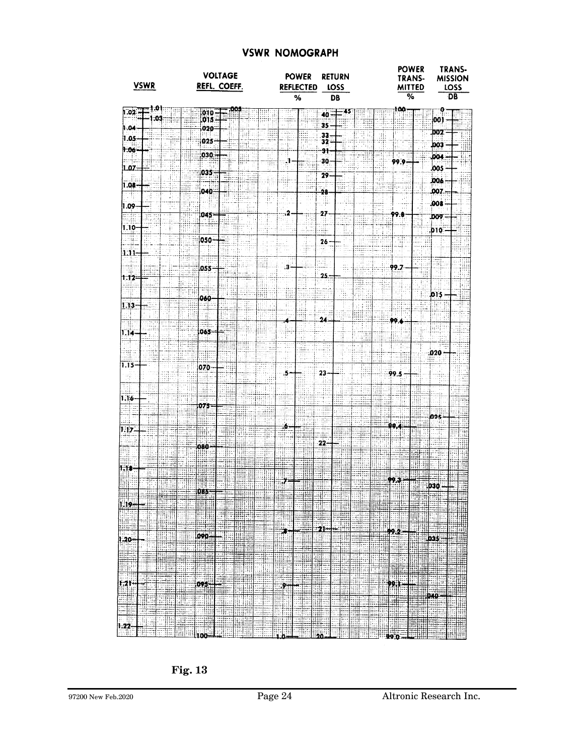# VSWR NOMOGRAPH

**VSWR:** 1.01, 1.02, 1.03, 1.04, 1.05, 1.06, 1.07, 1.08, 1.09, 1.10, 1.11, 1.12, 1.13, 1.14, 1.15, 1.16, 1.17, 1.18, 1.19, 1.20, 1.21, 1.22

**VOLTAGE REFL. COEFF.:** .005, .010, .015, .020, .025, .030, .035, .040, .045, .050, .055, .060, .065, .070, .075, .080, .085, .090, .095, .100

**POWER REFLECTED %:** .1, .2, .3, .4, .5, .6, .7, .8, .9, 1.0

**RETURN LOSS DB:** 45, 40, 35, 33, 32, 31, 30, 29, 28, 27, 26, 25, 24, 23, 22, 21, 20

**POWER TRANS-MITTED %:** 100, 99.9, 99.8, 99.7, 99.6, 99.5, 99.4, 99.3, 99.2, 99.1, 99.0

**TRANS-MISSION LOSS DB:** 0, .001, .002, .003, .004, .005, .006, .007, .008, .009, .010, .015, .020, .025, .030, .035, .040

**Fig. 13**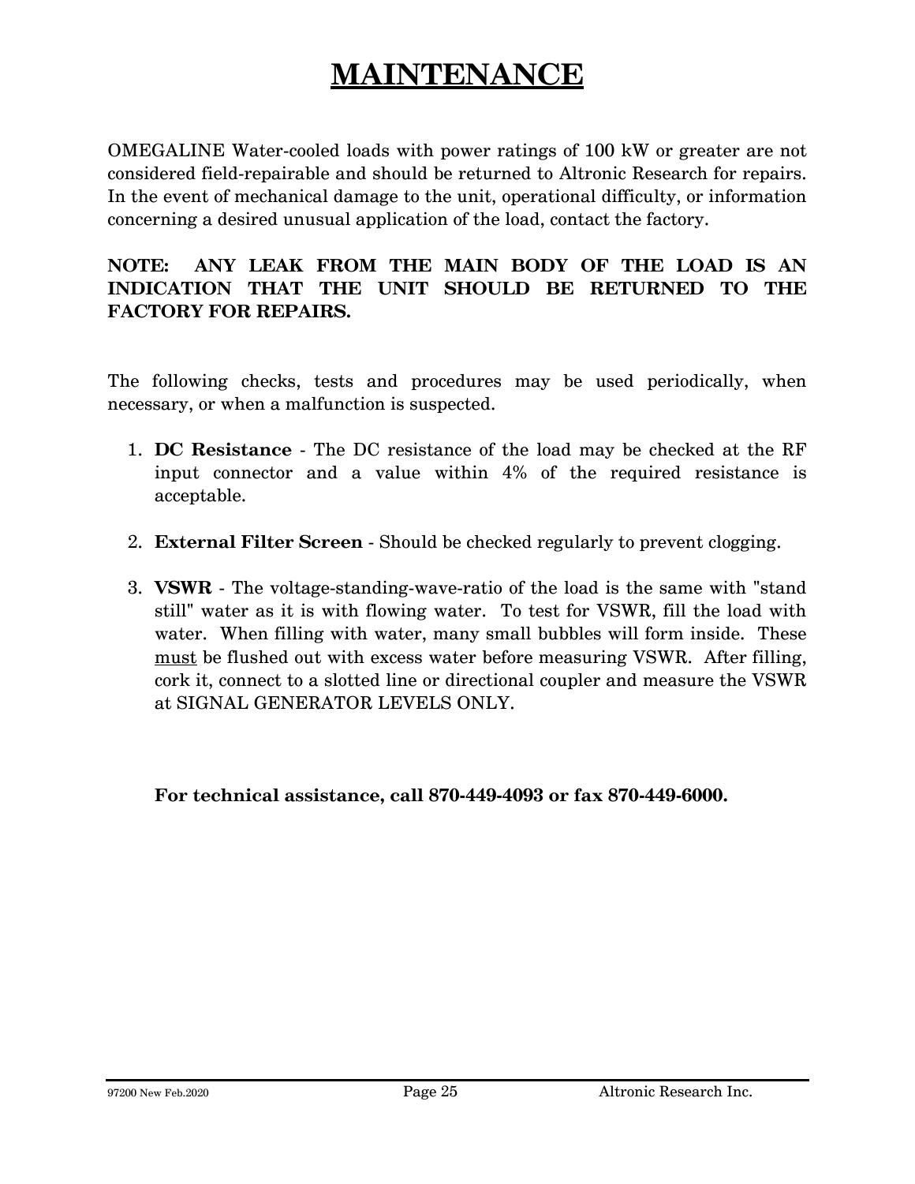# MAINTENANCE

OMEGALINE Water-cooled loads with power ratings of 100 kW or greater are not considered field-repairable and should be returned to Altronic Research for repairs. In the event of mechanical damage to the unit, operational difficulty, or information concerning a desired unusual application of the load, contact the factory.

**NOTE: ANY LEAK FROM THE MAIN BODY OF THE LOAD IS AN INDICATION THAT THE UNIT SHOULD BE RETURNED TO THE FACTORY FOR REPAIRS.**

The following checks, tests and procedures may be used periodically, when necessary, or when a malfunction is suspected.

1. **DC Resistance** - The DC resistance of the load may be checked at the RF input connector and a value within 4% of the required resistance is acceptable.

2. **External Filter Screen** - Should be checked regularly to prevent clogging.

3. **VSWR** - The voltage-standing-wave-ratio of the load is the same with "stand still" water as it is with flowing water. To test for VSWR, fill the load with water. When filling with water, many small bubbles will form inside. These <u>must</u> be flushed out with excess water before measuring VSWR. After filling, cork it, connect to a slotted line or directional coupler and measure the VSWR at SIGNAL GENERATOR LEVELS ONLY.

**For technical assistance, call 870-449-4093 or fax 870-449-6000.**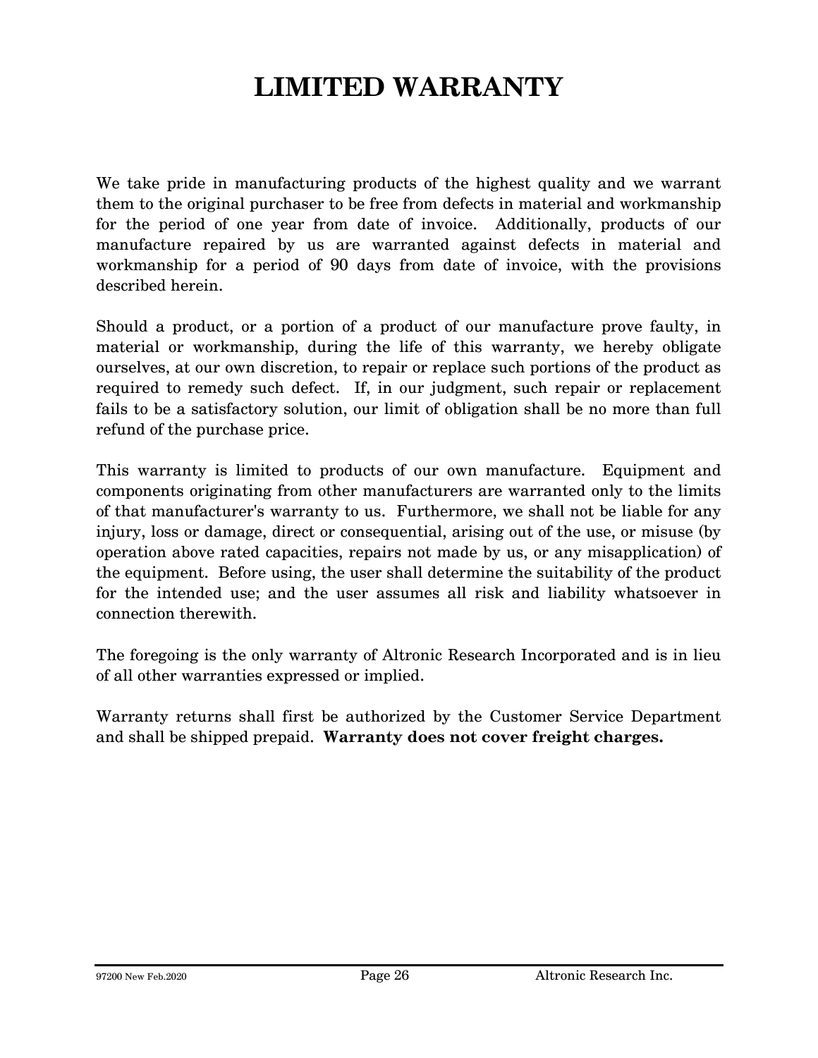# LIMITED WARRANTY

We take pride in manufacturing products of the highest quality and we warrant them to the original purchaser to be free from defects in material and workmanship for the period of one year from date of invoice. Additionally, products of our manufacture repaired by us are warranted against defects in material and workmanship for a period of 90 days from date of invoice, with the provisions described herein.

Should a product, or a portion of a product of our manufacture prove faulty, in material or workmanship, during the life of this warranty, we hereby obligate ourselves, at our own discretion, to repair or replace such portions of the product as required to remedy such defect. If, in our judgment, such repair or replacement fails to be a satisfactory solution, our limit of obligation shall be no more than full refund of the purchase price.

This warranty is limited to products of our own manufacture. Equipment and components originating from other manufacturers are warranted only to the limits of that manufacturer's warranty to us. Furthermore, we shall not be liable for any injury, loss or damage, direct or consequential, arising out of the use, or misuse (by operation above rated capacities, repairs not made by us, or any misapplication) of the equipment. Before using, the user shall determine the suitability of the product for the intended use; and the user assumes all risk and liability whatsoever in connection therewith.

The foregoing is the only warranty of Altronic Research Incorporated and is in lieu of all other warranties expressed or implied.

Warranty returns shall first be authorized by the Customer Service Department and shall be shipped prepaid. **Warranty does not cover freight charges.**